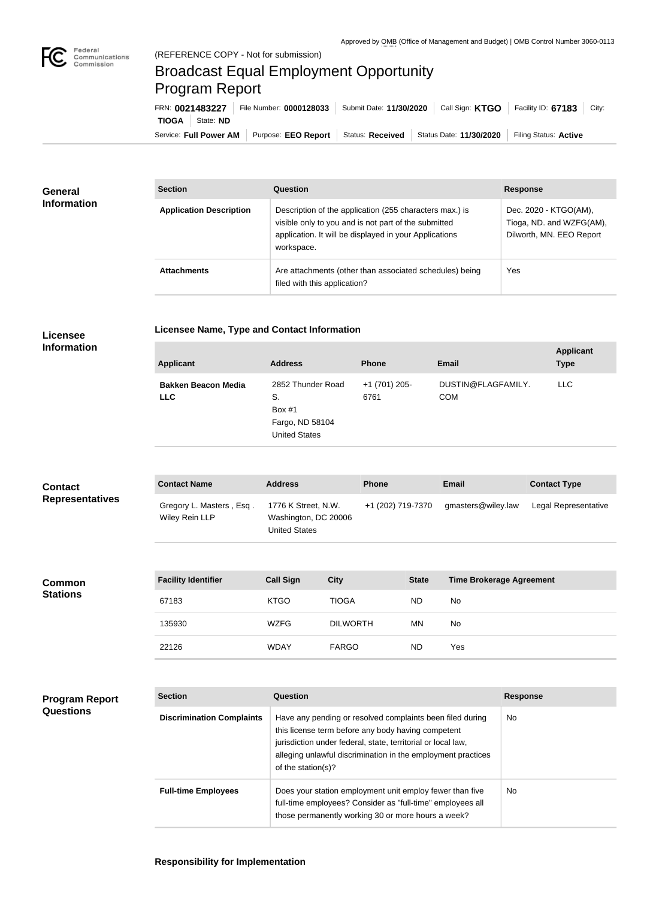Approved by OMB (Office of Management and Budget) | OMB Control Number 3060-0113

(REFERENCE COPY - Not for submission)

# Broadcast Equal Employment Opportunity Program Report

FRN: **0021483227** | File Number: **0000128033** | Submit Date: **11/30/2020** | Call Sign: **KTGO** | Facility ID: **67183** | City: **TIOGA** | State: **ND**

Service: **Full Power AM** | Purpose: **EEO Report** | Status: **Received** | Status Date: **11/30/2020** | Filing Status: **Active**

## General Information

| Section | Question | Response |
| --- | --- | --- |
| **Application Description** | Description of the application (255 characters max.) is visible only to you and is not part of the submitted application. It will be displayed in your Applications workspace. | Dec. 2020 - KTGO(AM), Tioga, ND. and WZFG(AM), Dilworth, MN. EEO Report |
| **Attachments** | Are attachments (other than associated schedules) being filed with this application? | Yes |

## Licensee Information

### Licensee Name, Type and Contact Information

| Applicant | Address | Phone | Email | Applicant Type |
| --- | --- | --- | --- | --- |
| **Bakken Beacon Media LLC** | 2852 Thunder Road S.<br>Box #1<br>Fargo, ND 58104<br>United States | +1 (701) 205-6761 | DUSTIN@FLAGFAMILY.COM | LLC |

## Contact Representatives

| Contact Name | Address | Phone | Email | Contact Type |
| --- | --- | --- | --- | --- |
| Gregory L. Masters , Esq .<br>Wiley Rein LLP | 1776 K Street, N.W.<br>Washington, DC 20006<br>United States | +1 (202) 719-7370 | gmasters@wiley.law | Legal Representative |

## Common Stations

| Facility Identifier | Call Sign | City | State | Time Brokerage Agreement |
| --- | --- | --- | --- | --- |
| 67183 | KTGO | TIOGA | ND | No |
| 135930 | WZFG | DILWORTH | MN | No |
| 22126 | WDAY | FARGO | ND | Yes |

## Program Report Questions

| Section | Question | Response |
| --- | --- | --- |
| **Discrimination Complaints** | Have any pending or resolved complaints been filed during this license term before any body having competent jurisdiction under federal, state, territorial or local law, alleging unlawful discrimination in the employment practices of the station(s)? | No |
| **Full-time Employees** | Does your station employment unit employ fewer than five full-time employees? Consider as "full-time" employees all those permanently working 30 or more hours a week? | No |

### Responsibility for Implementation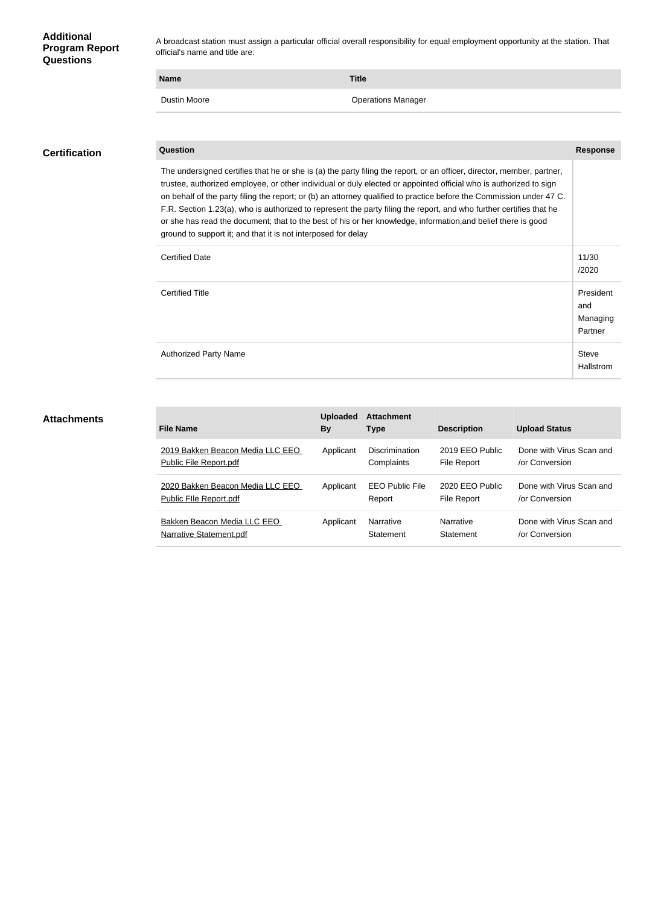## Additional Program Report Questions

A broadcast station must assign a particular official overall responsibility for equal employment opportunity at the station. That official's name and title are:

| Name | Title |
|---|---|
| Dustin Moore | Operations Manager |

## Certification

| Question | Response |
|---|---|
| The undersigned certifies that he or she is (a) the party filing the report, or an officer, director, member, partner, trustee, authorized employee, or other individual or duly elected or appointed official who is authorized to sign on behalf of the party filing the report; or (b) an attorney qualified to practice before the Commission under 47 C.F.R. Section 1.23(a), who is authorized to represent the party filing the report, and who further certifies that he or she has read the document; that to the best of his or her knowledge, information,and belief there is good ground to support it; and that it is not interposed for delay | |
| Certified Date | 11/30/2020 |
| Certified Title | President and Managing Partner |
| Authorized Party Name | Steve Hallstrom |

## Attachments

| File Name | Uploaded By | Attachment Type | Description | Upload Status |
|---|---|---|---|---|
| 2019 Bakken Beacon Media LLC EEO Public File Report.pdf | Applicant | Discrimination Complaints | 2019 EEO Public File Report | Done with Virus Scan and /or Conversion |
| 2020 Bakken Beacon Media LLC EEO Public FIle Report.pdf | Applicant | EEO Public File Report | 2020 EEO Public File Report | Done with Virus Scan and /or Conversion |
| Bakken Beacon Media LLC EEO Narrative Statement.pdf | Applicant | Narrative Statement | Narrative Statement | Done with Virus Scan and /or Conversion |